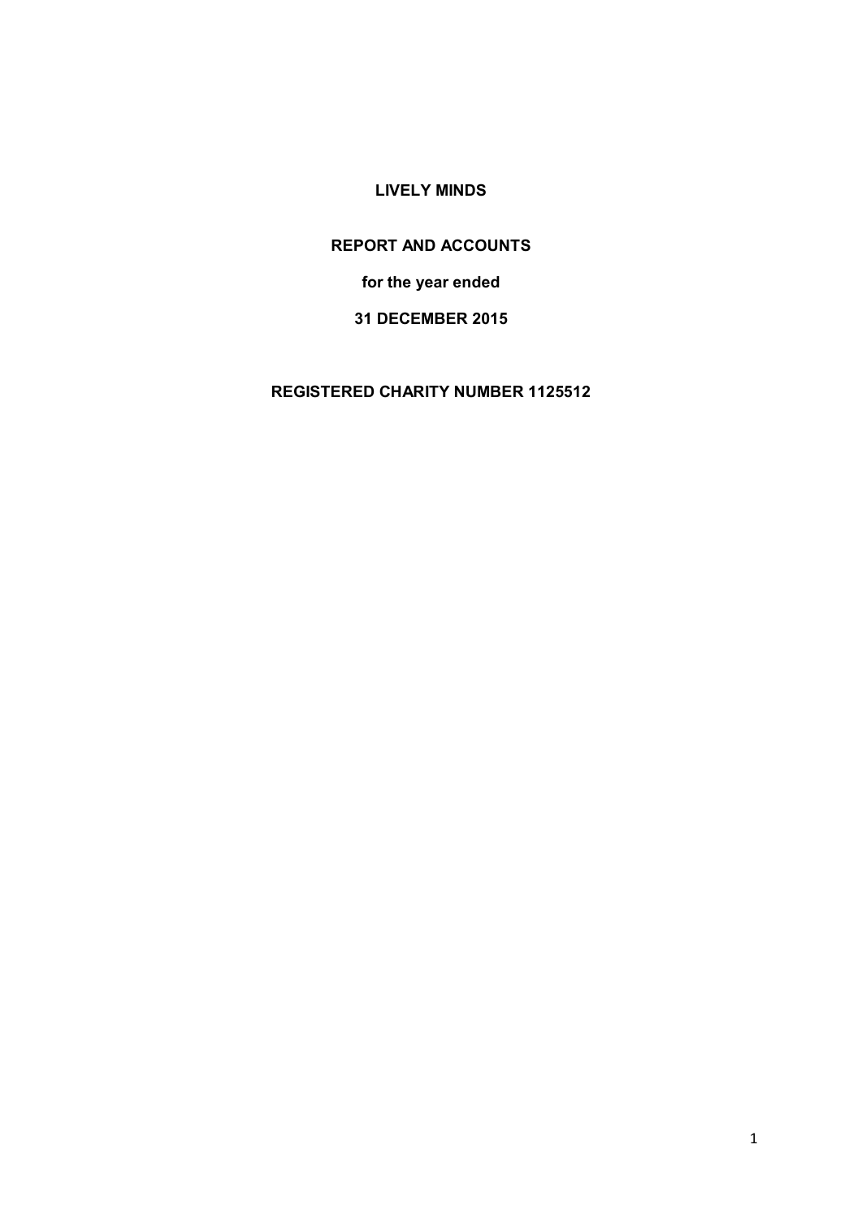# LIVELY MINDS

## REPORT AND ACCOUNTS

**for the year ended**

**31 DECEMBER 2015**

**REGISTERED CHARITY NUMBER 1125512**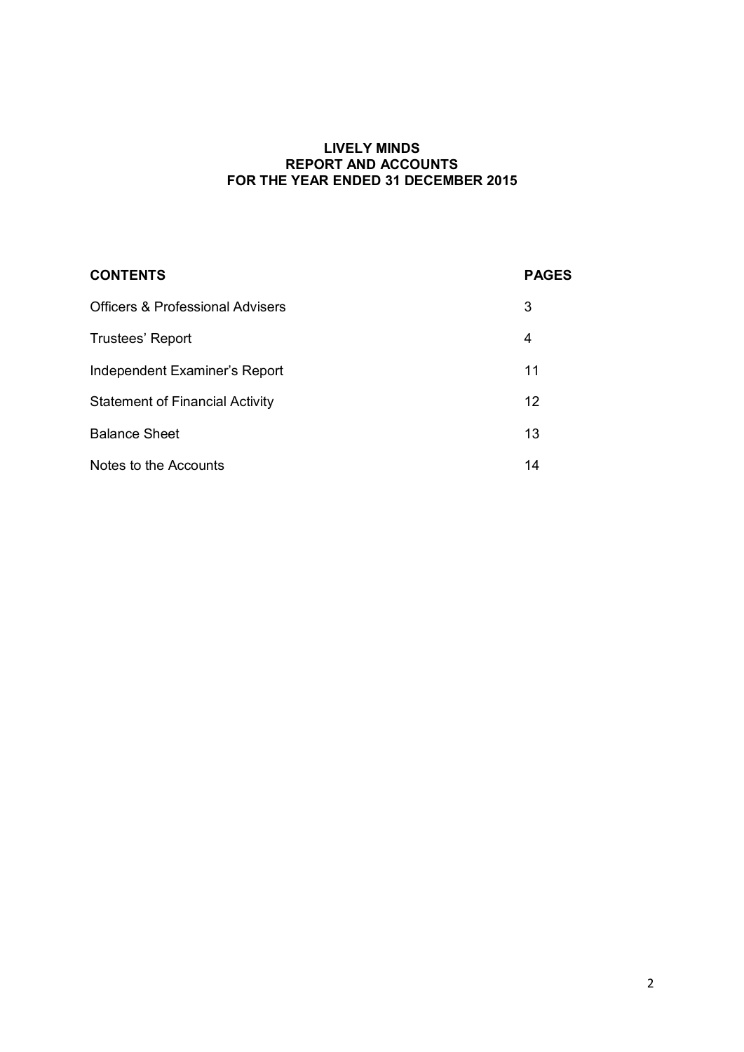# LIVELY MINDS
## REPORT AND ACCOUNTS
## FOR THE YEAR ENDED 31 DECEMBER 2015

| **CONTENTS** | **PAGES** |
| --- | --- |
| Officers & Professional Advisers | 3 |
| Trustees' Report | 4 |
| Independent Examiner's Report | 11 |
| Statement of Financial Activity | 12 |
| Balance Sheet | 13 |
| Notes to the Accounts | 14 |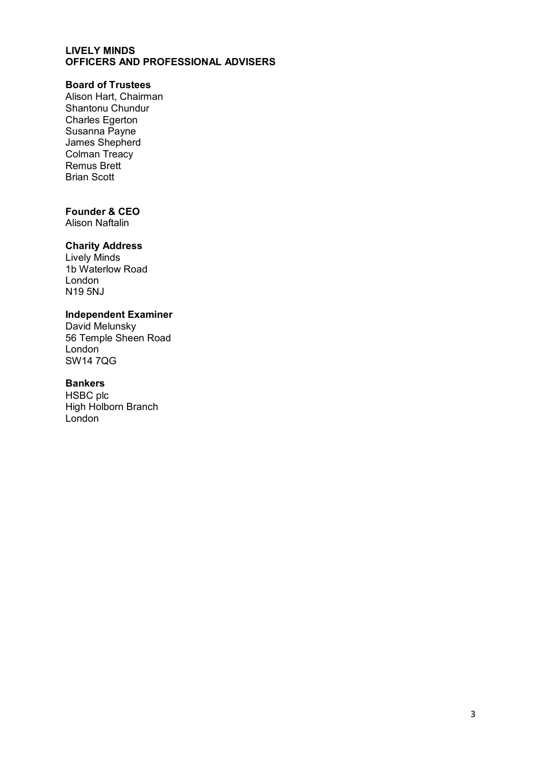**LIVELY MINDS**
**OFFICERS AND PROFESSIONAL ADVISERS**

**Board of Trustees**
Alison Hart, Chairman
Shantonu Chundur
Charles Egerton
Susanna Payne
James Shepherd
Colman Treacy
Remus Brett
Brian Scott

**Founder & CEO**
Alison Naftalin

**Charity Address**
Lively Minds
1b Waterlow Road
London
N19 5NJ

**Independent Examiner**
David Melunsky
56 Temple Sheen Road
London
SW14 7QG

**Bankers**
HSBC plc
High Holborn Branch
London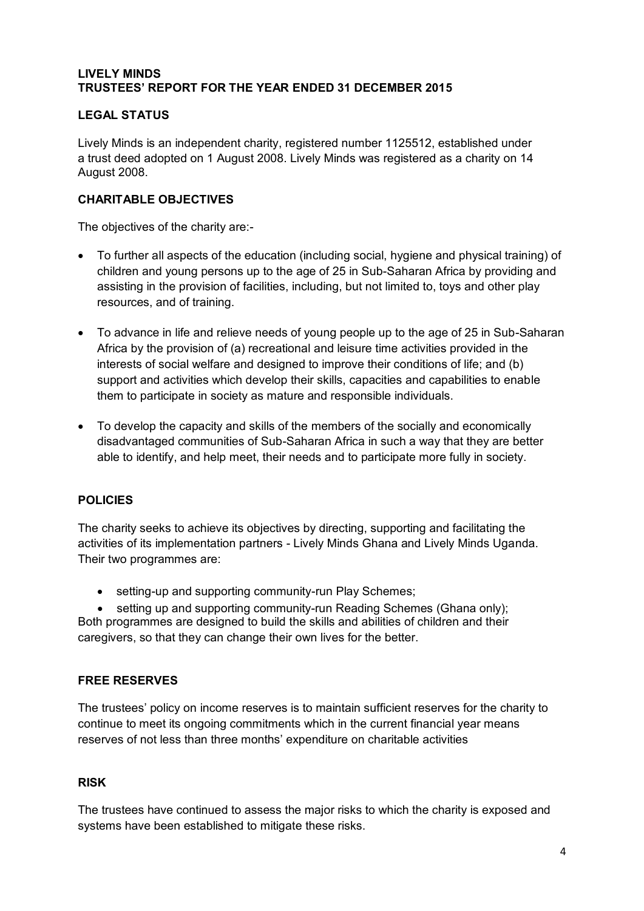**LIVELY MINDS**
**TRUSTEES' REPORT FOR THE YEAR ENDED 31 DECEMBER 2015**

## LEGAL STATUS

Lively Minds is an independent charity, registered number 1125512, established under a trust deed adopted on 1 August 2008. Lively Minds was registered as a charity on 14 August 2008.

## CHARITABLE OBJECTIVES

The objectives of the charity are:-

- To further all aspects of the education (including social, hygiene and physical training) of children and young persons up to the age of 25 in Sub-Saharan Africa by providing and assisting in the provision of facilities, including, but not limited to, toys and other play resources, and of training.
- To advance in life and relieve needs of young people up to the age of 25 in Sub-Saharan Africa by the provision of (a) recreational and leisure time activities provided in the interests of social welfare and designed to improve their conditions of life; and (b) support and activities which develop their skills, capacities and capabilities to enable them to participate in society as mature and responsible individuals.
- To develop the capacity and skills of the members of the socially and economically disadvantaged communities of Sub-Saharan Africa in such a way that they are better able to identify, and help meet, their needs and to participate more fully in society.

## POLICIES

The charity seeks to achieve its objectives by directing, supporting and facilitating the activities of its implementation partners - Lively Minds Ghana and Lively Minds Uganda. Their two programmes are:

- setting-up and supporting community-run Play Schemes;
- setting up and supporting community-run Reading Schemes (Ghana only);

Both programmes are designed to build the skills and abilities of children and their caregivers, so that they can change their own lives for the better.

## FREE RESERVES

The trustees' policy on income reserves is to maintain sufficient reserves for the charity to continue to meet its ongoing commitments which in the current financial year means reserves of not less than three months' expenditure on charitable activities

## RISK

The trustees have continued to assess the major risks to which the charity is exposed and systems have been established to mitigate these risks.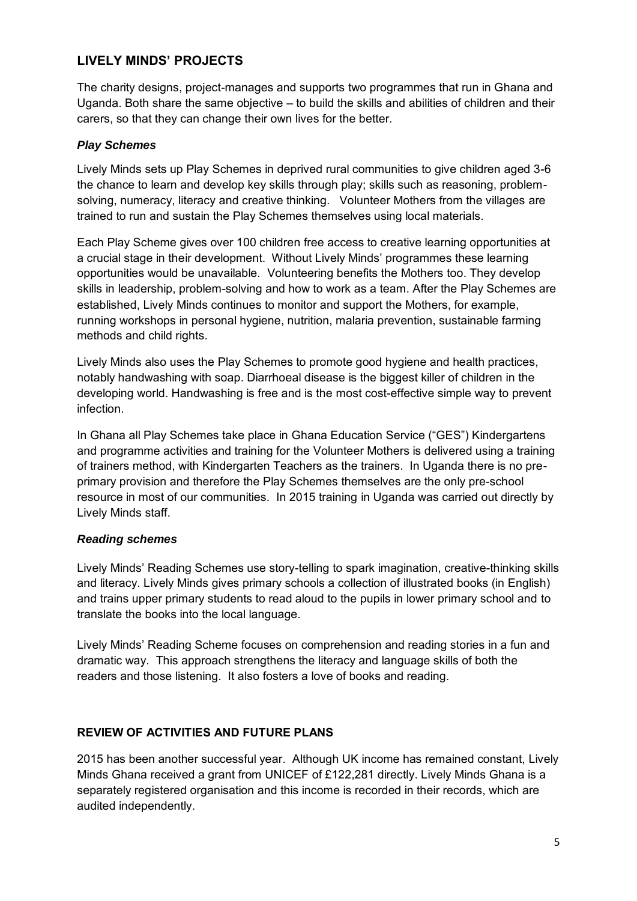## LIVELY MINDS' PROJECTS

The charity designs, project-manages and supports two programmes that run in Ghana and Uganda. Both share the same objective – to build the skills and abilities of children and their carers, so that they can change their own lives for the better.

### *Play Schemes*

Lively Minds sets up Play Schemes in deprived rural communities to give children aged 3-6 the chance to learn and develop key skills through play; skills such as reasoning, problem-solving, numeracy, literacy and creative thinking. Volunteer Mothers from the villages are trained to run and sustain the Play Schemes themselves using local materials.

Each Play Scheme gives over 100 children free access to creative learning opportunities at a crucial stage in their development. Without Lively Minds' programmes these learning opportunities would be unavailable. Volunteering benefits the Mothers too. They develop skills in leadership, problem-solving and how to work as a team. After the Play Schemes are established, Lively Minds continues to monitor and support the Mothers, for example, running workshops in personal hygiene, nutrition, malaria prevention, sustainable farming methods and child rights.

Lively Minds also uses the Play Schemes to promote good hygiene and health practices, notably handwashing with soap. Diarrhoeal disease is the biggest killer of children in the developing world. Handwashing is free and is the most cost-effective simple way to prevent infection.

In Ghana all Play Schemes take place in Ghana Education Service ("GES") Kindergartens and programme activities and training for the Volunteer Mothers is delivered using a training of trainers method, with Kindergarten Teachers as the trainers. In Uganda there is no pre-primary provision and therefore the Play Schemes themselves are the only pre-school resource in most of our communities. In 2015 training in Uganda was carried out directly by Lively Minds staff.

### *Reading schemes*

Lively Minds' Reading Schemes use story-telling to spark imagination, creative-thinking skills and literacy. Lively Minds gives primary schools a collection of illustrated books (in English) and trains upper primary students to read aloud to the pupils in lower primary school and to translate the books into the local language.

Lively Minds' Reading Scheme focuses on comprehension and reading stories in a fun and dramatic way. This approach strengthens the literacy and language skills of both the readers and those listening. It also fosters a love of books and reading.

## REVIEW OF ACTIVITIES AND FUTURE PLANS

2015 has been another successful year. Although UK income has remained constant, Lively Minds Ghana received a grant from UNICEF of £122,281 directly. Lively Minds Ghana is a separately registered organisation and this income is recorded in their records, which are audited independently.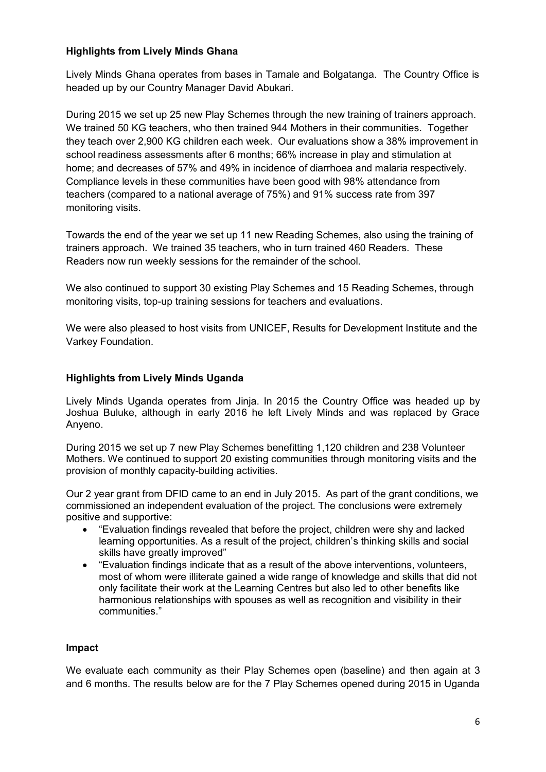**Highlights from Lively Minds Ghana**

Lively Minds Ghana operates from bases in Tamale and Bolgatanga. The Country Office is headed up by our Country Manager David Abukari.

During 2015 we set up 25 new Play Schemes through the new training of trainers approach. We trained 50 KG teachers, who then trained 944 Mothers in their communities. Together they teach over 2,900 KG children each week. Our evaluations show a 38% improvement in school readiness assessments after 6 months; 66% increase in play and stimulation at home; and decreases of 57% and 49% in incidence of diarrhoea and malaria respectively. Compliance levels in these communities have been good with 98% attendance from teachers (compared to a national average of 75%) and 91% success rate from 397 monitoring visits.

Towards the end of the year we set up 11 new Reading Schemes, also using the training of trainers approach. We trained 35 teachers, who in turn trained 460 Readers. These Readers now run weekly sessions for the remainder of the school.

We also continued to support 30 existing Play Schemes and 15 Reading Schemes, through monitoring visits, top-up training sessions for teachers and evaluations.

We were also pleased to host visits from UNICEF, Results for Development Institute and the Varkey Foundation.

**Highlights from Lively Minds Uganda**

Lively Minds Uganda operates from Jinja. In 2015 the Country Office was headed up by Joshua Buluke, although in early 2016 he left Lively Minds and was replaced by Grace Anyeno.

During 2015 we set up 7 new Play Schemes benefitting 1,120 children and 238 Volunteer Mothers. We continued to support 20 existing communities through monitoring visits and the provision of monthly capacity-building activities.

Our 2 year grant from DFID came to an end in July 2015. As part of the grant conditions, we commissioned an independent evaluation of the project. The conclusions were extremely positive and supportive:

- "Evaluation findings revealed that before the project, children were shy and lacked learning opportunities. As a result of the project, children's thinking skills and social skills have greatly improved"
- "Evaluation findings indicate that as a result of the above interventions, volunteers, most of whom were illiterate gained a wide range of knowledge and skills that did not only facilitate their work at the Learning Centres but also led to other benefits like harmonious relationships with spouses as well as recognition and visibility in their communities."

**Impact**

We evaluate each community as their Play Schemes open (baseline) and then again at 3 and 6 months. The results below are for the 7 Play Schemes opened during 2015 in Uganda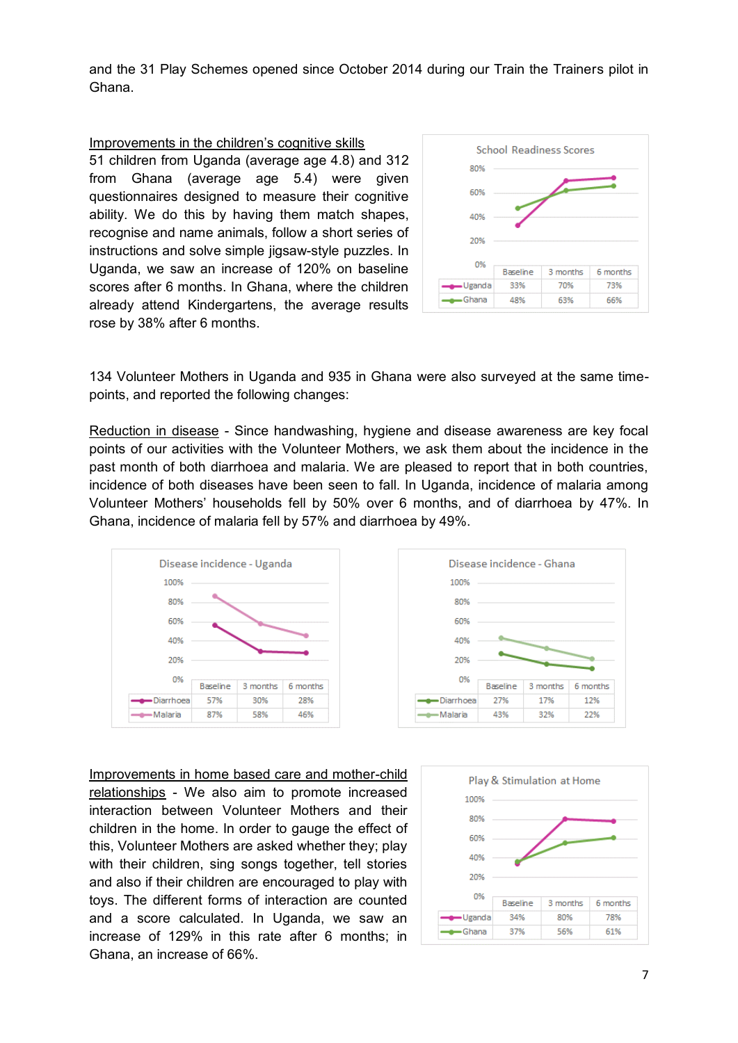and the 31 Play Schemes opened since October 2014 during our Train the Trainers pilot in Ghana.

Improvements in the children's cognitive skills

51 children from Uganda (average age 4.8) and 312 from Ghana (average age 5.4) were given questionnaires designed to measure their cognitive ability. We do this by having them match shapes, recognise and name animals, follow a short series of instructions and solve simple jigsaw-style puzzles. In Uganda, we saw an increase of 120% on baseline scores after 6 months. In Ghana, where the children already attend Kindergartens, the average results rose by 38% after 6 months.

School Readiness Scores

| | Baseline | 3 months | 6 months |
|---|---|---|---|
| Uganda | 33% | 70% | 73% |
| Ghana | 48% | 63% | 66% |

134 Volunteer Mothers in Uganda and 935 in Ghana were also surveyed at the same time-points, and reported the following changes:

Reduction in disease - Since handwashing, hygiene and disease awareness are key focal points of our activities with the Volunteer Mothers, we ask them about the incidence in the past month of both diarrhoea and malaria. We are pleased to report that in both countries, incidence of both diseases have been seen to fall. In Uganda, incidence of malaria among Volunteer Mothers' households fell by 50% over 6 months, and of diarrhoea by 47%. In Ghana, incidence of malaria fell by 57% and diarrhoea by 49%.

Disease incidence - Uganda

| | Baseline | 3 months | 6 months |
|---|---|---|---|
| Diarrhoea | 57% | 30% | 28% |
| Malaria | 87% | 58% | 46% |

Disease incidence - Ghana

| | Baseline | 3 months | 6 months |
|---|---|---|---|
| Diarrhoea | 27% | 17% | 12% |
| Malaria | 43% | 32% | 22% |

Improvements in home based care and mother-child relationships - We also aim to promote increased interaction between Volunteer Mothers and their children in the home. In order to gauge the effect of this, Volunteer Mothers are asked whether they; play with their children, sing songs together, tell stories and also if their children are encouraged to play with toys. The different forms of interaction are counted and a score calculated. In Uganda, we saw an increase of 129% in this rate after 6 months; in Ghana, an increase of 66%.

Play & Stimulation at Home

| | Baseline | 3 months | 6 months |
|---|---|---|---|
| Uganda | 34% | 80% | 78% |
| Ghana | 37% | 56% | 61% |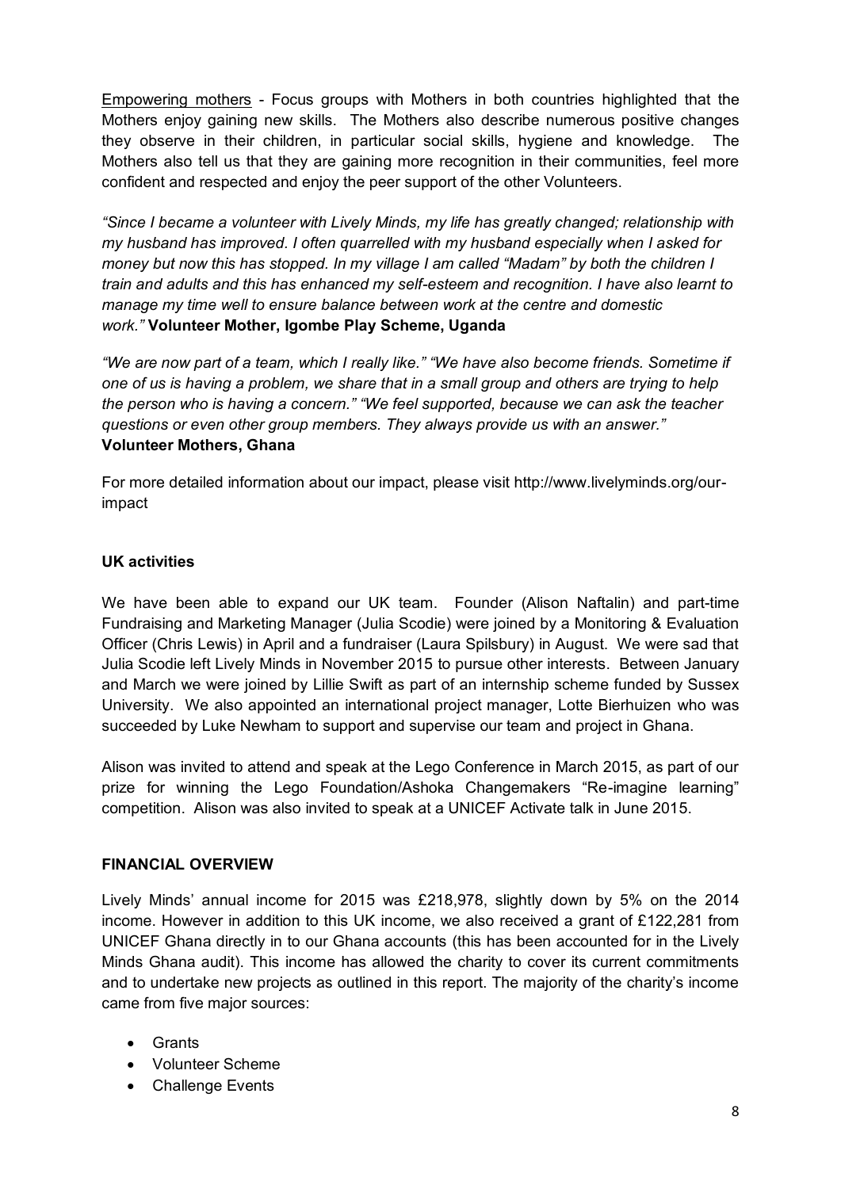<u>Empowering mothers</u> - Focus groups with Mothers in both countries highlighted that the Mothers enjoy gaining new skills. The Mothers also describe numerous positive changes they observe in their children, in particular social skills, hygiene and knowledge. The Mothers also tell us that they are gaining more recognition in their communities, feel more confident and respected and enjoy the peer support of the other Volunteers.

*"Since I became a volunteer with Lively Minds, my life has greatly changed; relationship with my husband has improved. I often quarrelled with my husband especially when I asked for money but now this has stopped. In my village I am called "Madam" by both the children I train and adults and this has enhanced my self-esteem and recognition. I have also learnt to manage my time well to ensure balance between work at the centre and domestic work."* **Volunteer Mother, Igombe Play Scheme, Uganda**

*"We are now part of a team, which I really like." "We have also become friends. Sometime if one of us is having a problem, we share that in a small group and others are trying to help the person who is having a concern." "We feel supported, because we can ask the teacher questions or even other group members. They always provide us with an answer."*
**Volunteer Mothers, Ghana**

For more detailed information about our impact, please visit http://www.livelyminds.org/our-impact

**UK activities**

We have been able to expand our UK team. Founder (Alison Naftalin) and part-time Fundraising and Marketing Manager (Julia Scodie) were joined by a Monitoring & Evaluation Officer (Chris Lewis) in April and a fundraiser (Laura Spilsbury) in August. We were sad that Julia Scodie left Lively Minds in November 2015 to pursue other interests. Between January and March we were joined by Lillie Swift as part of an internship scheme funded by Sussex University. We also appointed an international project manager, Lotte Bierhuizen who was succeeded by Luke Newham to support and supervise our team and project in Ghana.

Alison was invited to attend and speak at the Lego Conference in March 2015, as part of our prize for winning the Lego Foundation/Ashoka Changemakers "Re-imagine learning" competition. Alison was also invited to speak at a UNICEF Activate talk in June 2015.

**FINANCIAL OVERVIEW**

Lively Minds' annual income for 2015 was £218,978, slightly down by 5% on the 2014 income. However in addition to this UK income, we also received a grant of £122,281 from UNICEF Ghana directly in to our Ghana accounts (this has been accounted for in the Lively Minds Ghana audit). This income has allowed the charity to cover its current commitments and to undertake new projects as outlined in this report. The majority of the charity's income came from five major sources:

- Grants
- Volunteer Scheme
- Challenge Events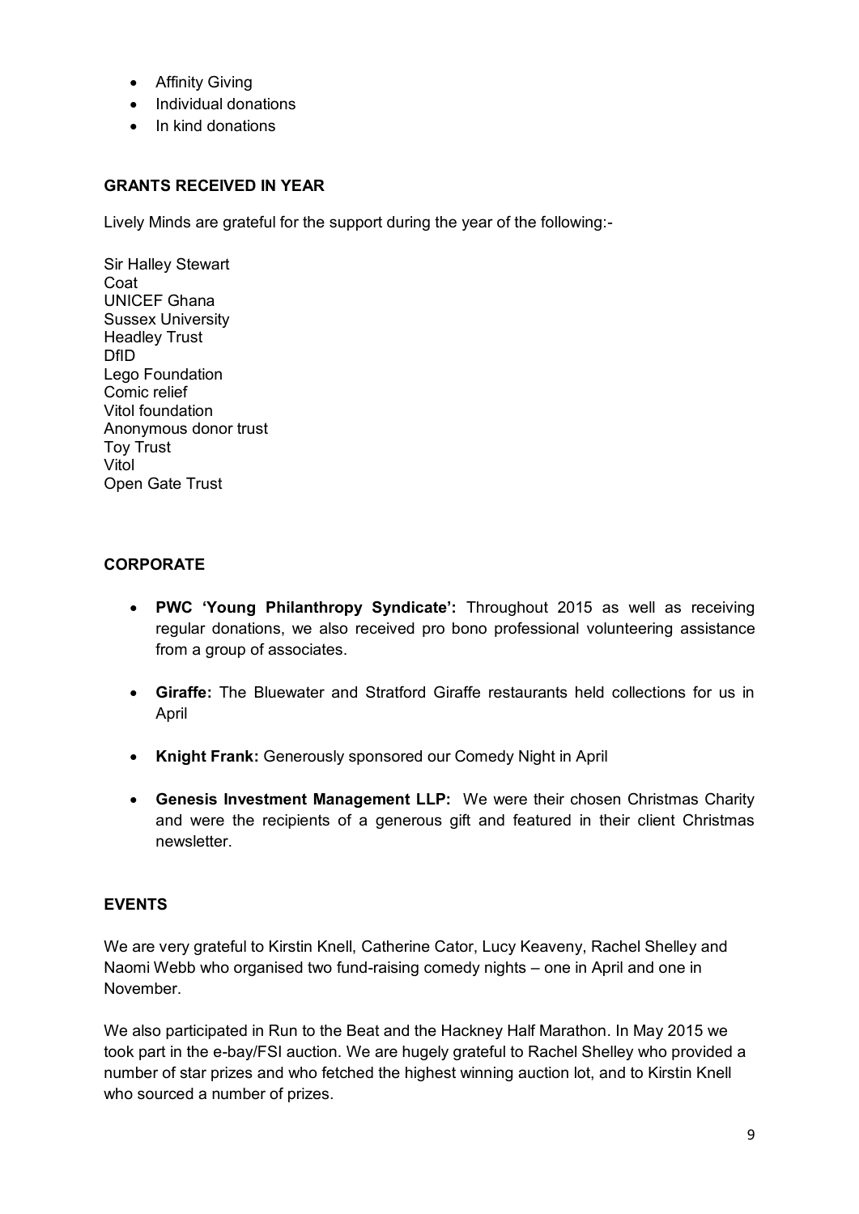- Affinity Giving
- Individual donations
- In kind donations

**GRANTS RECEIVED IN YEAR**

Lively Minds are grateful for the support during the year of the following:-

Sir Halley Stewart
Coat
UNICEF Ghana
Sussex University
Headley Trust
DfID
Lego Foundation
Comic relief
Vitol foundation
Anonymous donor trust
Toy Trust
Vitol
Open Gate Trust

**CORPORATE**

- **PWC 'Young Philanthropy Syndicate':** Throughout 2015 as well as receiving regular donations, we also received pro bono professional volunteering assistance from a group of associates.

- **Giraffe:** The Bluewater and Stratford Giraffe restaurants held collections for us in April

- **Knight Frank:** Generously sponsored our Comedy Night in April

- **Genesis Investment Management LLP:** We were their chosen Christmas Charity and were the recipients of a generous gift and featured in their client Christmas newsletter.

**EVENTS**

We are very grateful to Kirstin Knell, Catherine Cator, Lucy Keaveny, Rachel Shelley and Naomi Webb who organised two fund-raising comedy nights – one in April and one in November.

We also participated in Run to the Beat and the Hackney Half Marathon. In May 2015 we took part in the e-bay/FSI auction. We are hugely grateful to Rachel Shelley who provided a number of star prizes and who fetched the highest winning auction lot, and to Kirstin Knell who sourced a number of prizes.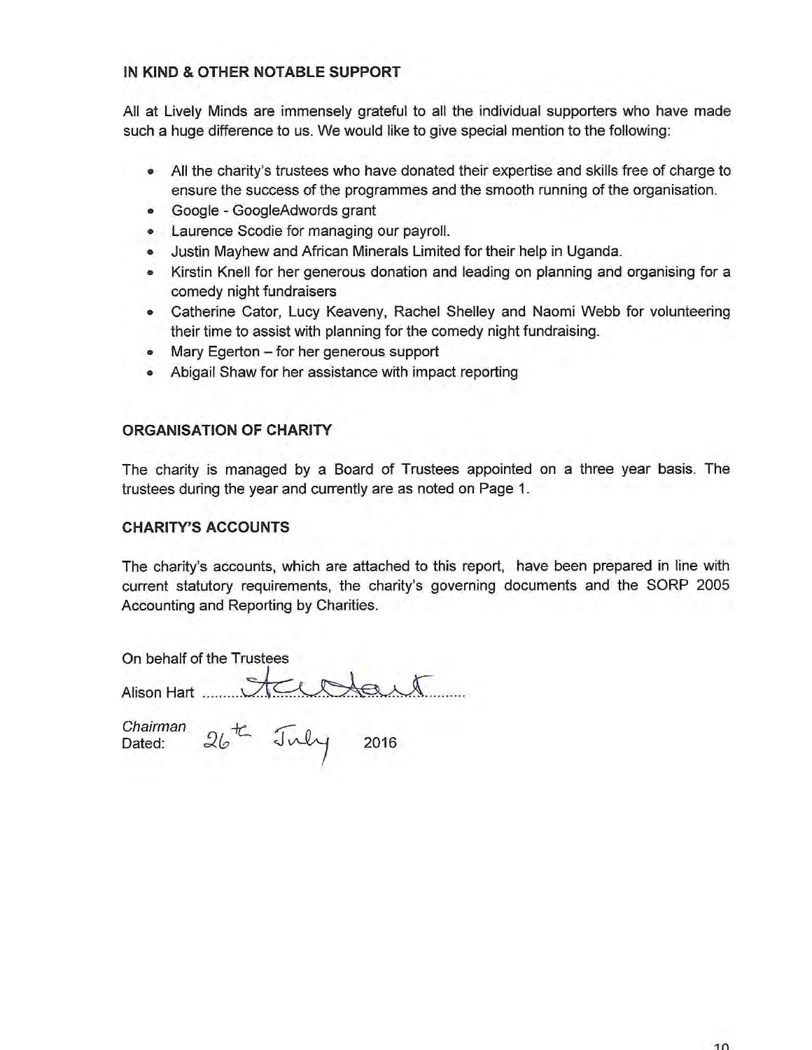### IN KIND & OTHER NOTABLE SUPPORT

All at Lively Minds are immensely grateful to all the individual supporters who have made such a huge difference to us. We would like to give special mention to the following:

- All the charity's trustees who have donated their expertise and skills free of charge to ensure the success of the programmes and the smooth running of the organisation.
- Google - GoogleAdwords grant
- Laurence Scodie for managing our payroll.
- Justin Mayhew and African Minerals Limited for their help in Uganda.
- Kirstin Knell for her generous donation and leading on planning and organising for a comedy night fundraisers
- Catherine Cator, Lucy Keaveny, Rachel Shelley and Naomi Webb for volunteering their time to assist with planning for the comedy night fundraising.
- Mary Egerton – for her generous support
- Abigail Shaw for her assistance with impact reporting

### ORGANISATION OF CHARITY

The charity is managed by a Board of Trustees appointed on a three year basis. The trustees during the year and currently are as noted on Page 1.

### CHARITY'S ACCOUNTS

The charity's accounts, which are attached to this report, have been prepared in line with current statutory requirements, the charity's governing documents and the SORP 2005 Accounting and Reporting by Charities.

On behalf of the Trustees

Alison Hart ..........A Hart..........

*Chairman*

Dated: 26th July 2016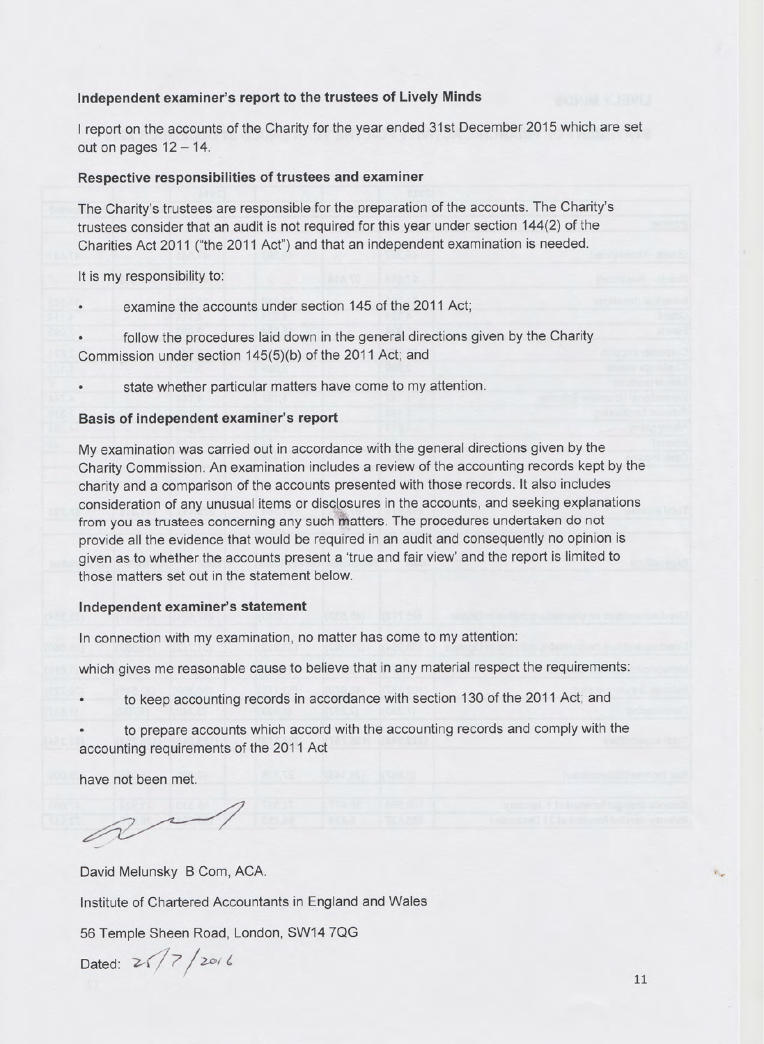### Independent examiner's report to the trustees of Lively Minds

I report on the accounts of the Charity for the year ended 31st December 2015 which are set out on pages 12 – 14.

### Respective responsibilities of trustees and examiner

The Charity's trustees are responsible for the preparation of the accounts. The Charity's trustees consider that an audit is not required for this year under section 144(2) of the Charities Act 2011 ("the 2011 Act") and that an independent examination is needed.

It is my responsibility to:

- examine the accounts under section 145 of the 2011 Act;
- follow the procedures laid down in the general directions given by the Charity Commission under section 145(5)(b) of the 2011 Act; and
- state whether particular matters have come to my attention.

### Basis of independent examiner's report

My examination was carried out in accordance with the general directions given by the Charity Commission. An examination includes a review of the accounting records kept by the charity and a comparison of the accounts presented with those records. It also includes consideration of any unusual items or disclosures in the accounts, and seeking explanations from you as trustees concerning any such matters. The procedures undertaken do not provide all the evidence that would be required in an audit and consequently no opinion is given as to whether the accounts present a 'true and fair view' and the report is limited to those matters set out in the statement below.

### Independent examiner's statement

In connection with my examination, no matter has come to my attention:

which gives me reasonable cause to believe that in any material respect the requirements:

- to keep accounting records in accordance with section 130 of the 2011 Act; and
- to prepare accounts which accord with the accounting records and comply with the accounting requirements of the 2011 Act

have not been met.

David Melunsky B Com, ACA.

Institute of Chartered Accountants in England and Wales

56 Temple Sheen Road, London, SW14 7QG

Dated: 25/7/2016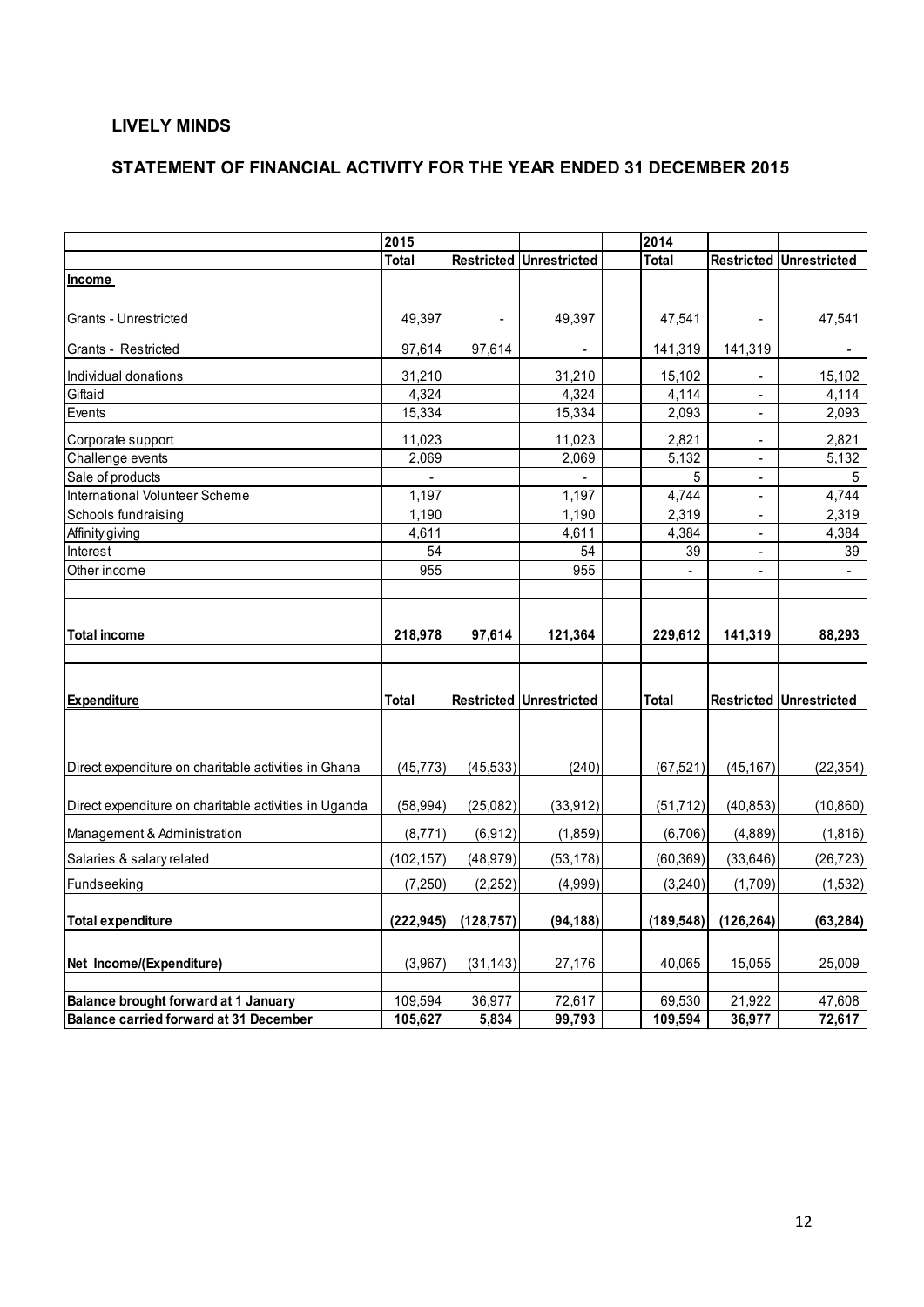## LIVELY MINDS

## STATEMENT OF FINANCIAL ACTIVITY FOR THE YEAR ENDED 31 DECEMBER 2015

| | 2015 | | | | 2014 | | |
|---|---|---|---|---|---|---|---|
| | **Total** | **Restricted** | **Unrestricted** | | **Total** | **Restricted** | **Unrestricted** |
| **Income** | | | | | | | |
| Grants - Unrestricted | 49,397 | - | 49,397 | | 47,541 | - | 47,541 |
| Grants - Restricted | 97,614 | 97,614 | - | | 141,319 | 141,319 | - |
| Individual donations | 31,210 | | 31,210 | | 15,102 | - | 15,102 |
| Giftaid | 4,324 | | 4,324 | | 4,114 | - | 4,114 |
| Events | 15,334 | | 15,334 | | 2,093 | - | 2,093 |
| Corporate support | 11,023 | | 11,023 | | 2,821 | - | 2,821 |
| Challenge events | 2,069 | | 2,069 | | 5,132 | - | 5,132 |
| Sale of products | - | | - | | 5 | - | 5 |
| International Volunteer Scheme | 1,197 | | 1,197 | | 4,744 | - | 4,744 |
| Schools fundraising | 1,190 | | 1,190 | | 2,319 | - | 2,319 |
| Affinity giving | 4,611 | | 4,611 | | 4,384 | - | 4,384 |
| Interest | 54 | | 54 | | 39 | - | 39 |
| Other income | 955 | | 955 | | - | - | - |
| **Total income** | **218,978** | **97,614** | **121,364** | | **229,612** | **141,319** | **88,293** |
| **Expenditure** | **Total** | **Restricted** | **Unrestricted** | | **Total** | **Restricted** | **Unrestricted** |
| Direct expenditure on charitable activities in Ghana | (45,773) | (45,533) | (240) | | (67,521) | (45,167) | (22,354) |
| Direct expenditure on charitable activities in Uganda | (58,994) | (25,082) | (33,912) | | (51,712) | (40,853) | (10,860) |
| Management & Administration | (8,771) | (6,912) | (1,859) | | (6,706) | (4,889) | (1,816) |
| Salaries & salary related | (102,157) | (48,979) | (53,178) | | (60,369) | (33,646) | (26,723) |
| Fundseeking | (7,250) | (2,252) | (4,999) | | (3,240) | (1,709) | (1,532) |
| **Total expenditure** | **(222,945)** | **(128,757)** | **(94,188)** | | **(189,548)** | **(126,264)** | **(63,284)** |
| **Net Income/(Expenditure)** | (3,967) | (31,143) | 27,176 | | 40,065 | 15,055 | 25,009 |
| **Balance brought forward at 1 January** | 109,594 | 36,977 | 72,617 | | 69,530 | 21,922 | 47,608 |
| **Balance carried forward at 31 December** | **105,627** | **5,834** | **99,793** | | **109,594** | **36,977** | **72,617** |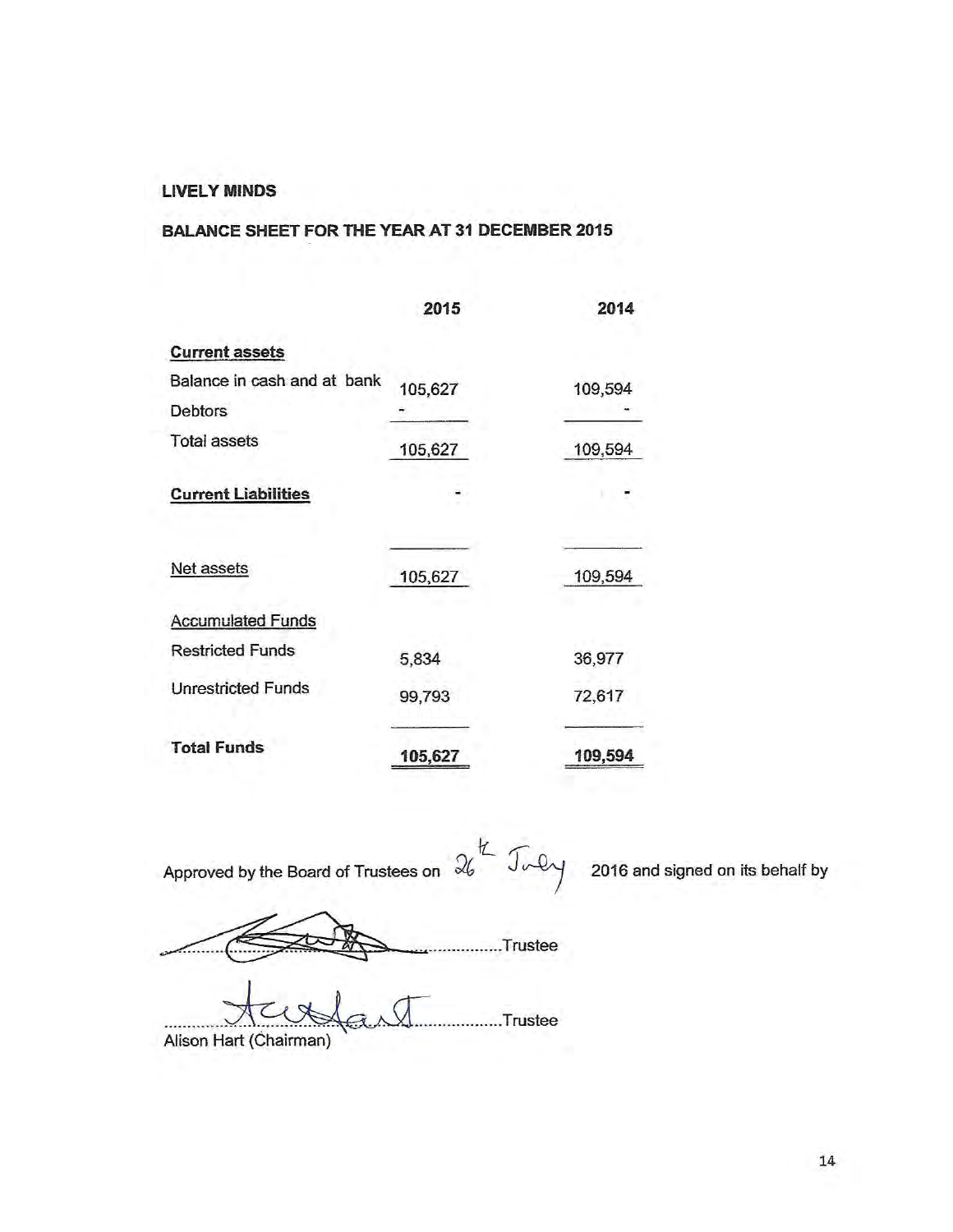**LIVELY MINDS**

**BALANCE SHEET FOR THE YEAR AT 31 DECEMBER 2015**

| | 2015 | 2014 |
|---|---|---|
| **Current assets** | | |
| Balance in cash and at bank | 105,627 | 109,594 |
| Debtors | - | - |
| Total assets | 105,627 | 109,594 |
| **Current Liabilities** | - | - |
| Net assets | 105,627 | 109,594 |
| Accumulated Funds | | |
| Restricted Funds | 5,834 | 36,977 |
| Unrestricted Funds | 99,793 | 72,617 |
| **Total Funds** | **105,627** | **109,594** |

Approved by the Board of Trustees on 26th July 2016 and signed on its behalf by

..............................Trustee

..............................Trustee

Alison Hart (Chairman)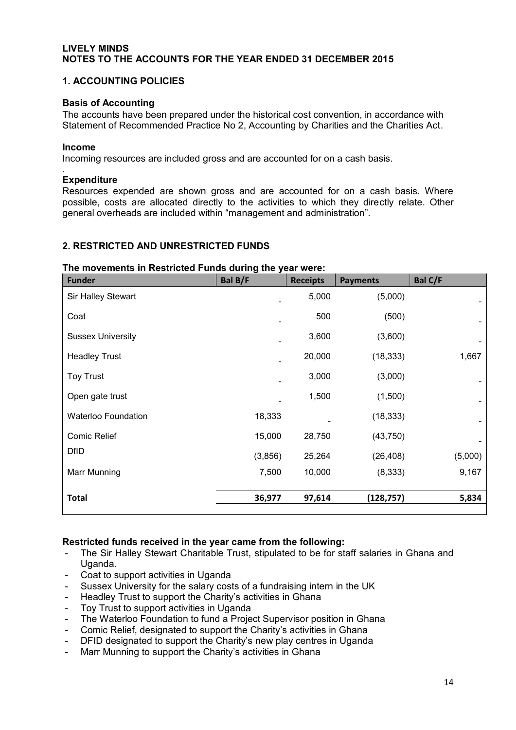**LIVELY MINDS**
**NOTES TO THE ACCOUNTS FOR THE YEAR ENDED 31 DECEMBER 2015**

## 1. ACCOUNTING POLICIES

### Basis of Accounting

The accounts have been prepared under the historical cost convention, in accordance with Statement of Recommended Practice No 2, Accounting by Charities and the Charities Act.

### Income

Incoming resources are included gross and are accounted for on a cash basis.

.

### Expenditure

Resources expended are shown gross and are accounted for on a cash basis. Where possible, costs are allocated directly to the activities to which they directly relate. Other general overheads are included within "management and administration".

## 2. RESTRICTED AND UNRESTRICTED FUNDS

**The movements in Restricted Funds during the year were:**

| Funder | Bal B/F | Receipts | Payments | Bal C/F |
|---|---|---|---|---|
| Sir Halley Stewart | - | 5,000 | (5,000) | - |
| Coat | - | 500 | (500) | - |
| Sussex University | - | 3,600 | (3,600) | - |
| Headley Trust | - | 20,000 | (18,333) | 1,667 |
| Toy Trust | - | 3,000 | (3,000) | - |
| Open gate trust | - | 1,500 | (1,500) | - |
| Waterloo Foundation | 18,333 | - | (18,333) | - |
| Comic Relief | 15,000 | 28,750 | (43,750) | - |
| DfID | (3,856) | 25,264 | (26,408) | (5,000) |
| Marr Munning | 7,500 | 10,000 | (8,333) | 9,167 |
| **Total** | **36,977** | **97,614** | **(128,757)** | **5,834** |

**Restricted funds received in the year came from the following:**

- The Sir Halley Stewart Charitable Trust, stipulated to be for staff salaries in Ghana and Uganda.
- Coat to support activities in Uganda
- Sussex University for the salary costs of a fundraising intern in the UK
- Headley Trust to support the Charity's activities in Ghana
- Toy Trust to support activities in Uganda
- The Waterloo Foundation to fund a Project Supervisor position in Ghana
- Comic Relief, designated to support the Charity's activities in Ghana
- DFID designated to support the Charity's new play centres in Uganda
- Marr Munning to support the Charity's activities in Ghana